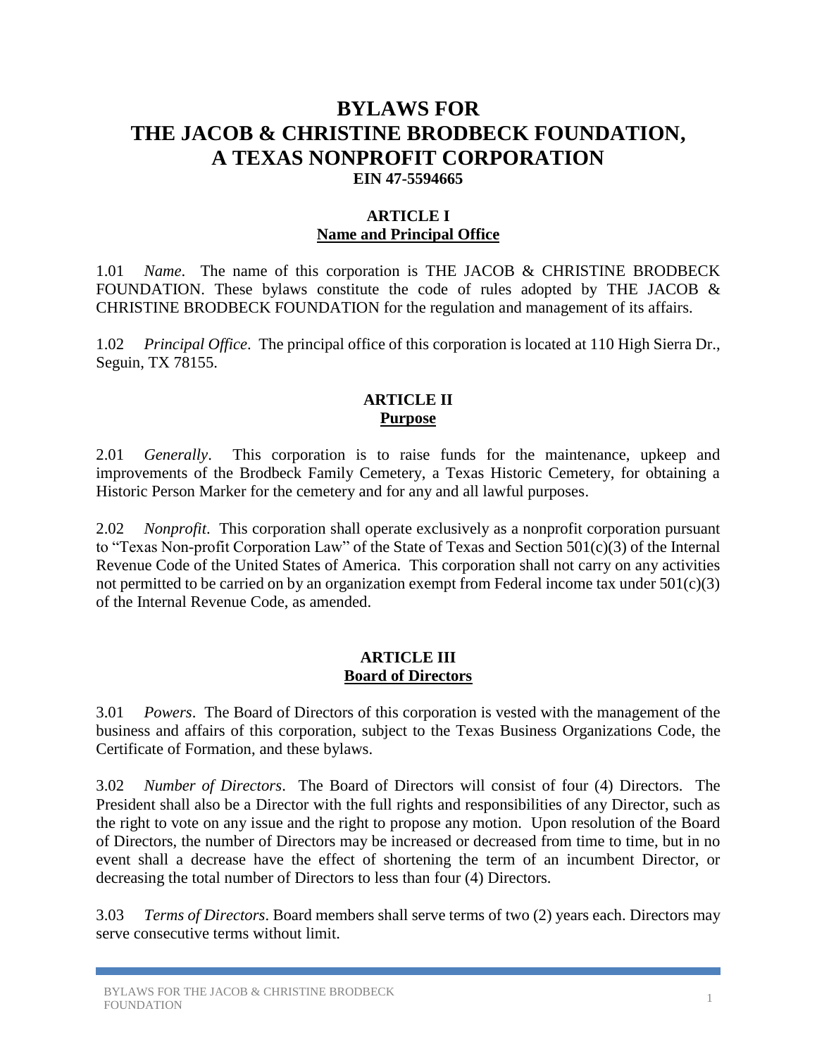# BYLAWS FOR
# THE JACOB & CHRISTINE BRODBECK FOUNDATION,
# A TEXAS NONPROFIT CORPORATION

**EIN 47-5594665**

## ARTICLE I
## Name and Principal Office

1.01 *Name*. The name of this corporation is THE JACOB & CHRISTINE BRODBECK FOUNDATION. These bylaws constitute the code of rules adopted by THE JACOB & CHRISTINE BRODBECK FOUNDATION for the regulation and management of its affairs.

1.02 *Principal Office*. The principal office of this corporation is located at 110 High Sierra Dr., Seguin, TX 78155.

## ARTICLE II
## Purpose

2.01 *Generally*. This corporation is to raise funds for the maintenance, upkeep and improvements of the Brodbeck Family Cemetery, a Texas Historic Cemetery, for obtaining a Historic Person Marker for the cemetery and for any and all lawful purposes.

2.02 *Nonprofit*. This corporation shall operate exclusively as a nonprofit corporation pursuant to "Texas Non-profit Corporation Law" of the State of Texas and Section 501(c)(3) of the Internal Revenue Code of the United States of America. This corporation shall not carry on any activities not permitted to be carried on by an organization exempt from Federal income tax under 501(c)(3) of the Internal Revenue Code, as amended.

## ARTICLE III
## Board of Directors

3.01 *Powers*. The Board of Directors of this corporation is vested with the management of the business and affairs of this corporation, subject to the Texas Business Organizations Code, the Certificate of Formation, and these bylaws.

3.02 *Number of Directors*. The Board of Directors will consist of four (4) Directors. The President shall also be a Director with the full rights and responsibilities of any Director, such as the right to vote on any issue and the right to propose any motion. Upon resolution of the Board of Directors, the number of Directors may be increased or decreased from time to time, but in no event shall a decrease have the effect of shortening the term of an incumbent Director, or decreasing the total number of Directors to less than four (4) Directors.

3.03 *Terms of Directors*. Board members shall serve terms of two (2) years each. Directors may serve consecutive terms without limit.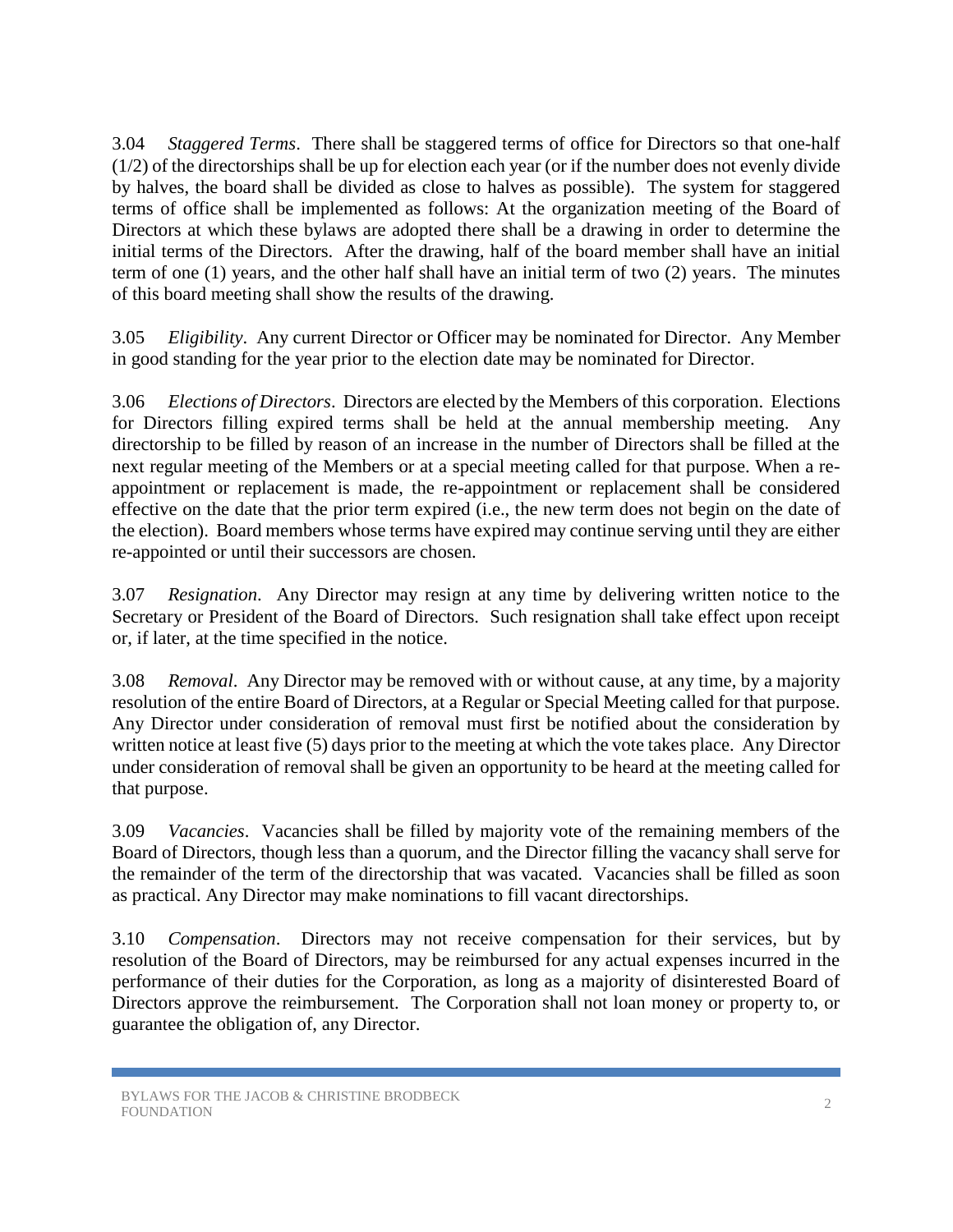3.04 *Staggered Terms*. There shall be staggered terms of office for Directors so that one-half (1/2) of the directorships shall be up for election each year (or if the number does not evenly divide by halves, the board shall be divided as close to halves as possible). The system for staggered terms of office shall be implemented as follows: At the organization meeting of the Board of Directors at which these bylaws are adopted there shall be a drawing in order to determine the initial terms of the Directors. After the drawing, half of the board member shall have an initial term of one (1) years, and the other half shall have an initial term of two (2) years. The minutes of this board meeting shall show the results of the drawing.

3.05 *Eligibility*. Any current Director or Officer may be nominated for Director. Any Member in good standing for the year prior to the election date may be nominated for Director.

3.06 *Elections of Directors*. Directors are elected by the Members of this corporation. Elections for Directors filling expired terms shall be held at the annual membership meeting. Any directorship to be filled by reason of an increase in the number of Directors shall be filled at the next regular meeting of the Members or at a special meeting called for that purpose. When a re-appointment or replacement is made, the re-appointment or replacement shall be considered effective on the date that the prior term expired (i.e., the new term does not begin on the date of the election). Board members whose terms have expired may continue serving until they are either re-appointed or until their successors are chosen.

3.07 *Resignation*. Any Director may resign at any time by delivering written notice to the Secretary or President of the Board of Directors. Such resignation shall take effect upon receipt or, if later, at the time specified in the notice.

3.08 *Removal*. Any Director may be removed with or without cause, at any time, by a majority resolution of the entire Board of Directors, at a Regular or Special Meeting called for that purpose. Any Director under consideration of removal must first be notified about the consideration by written notice at least five (5) days prior to the meeting at which the vote takes place. Any Director under consideration of removal shall be given an opportunity to be heard at the meeting called for that purpose.

3.09 *Vacancies*. Vacancies shall be filled by majority vote of the remaining members of the Board of Directors, though less than a quorum, and the Director filling the vacancy shall serve for the remainder of the term of the directorship that was vacated. Vacancies shall be filled as soon as practical. Any Director may make nominations to fill vacant directorships.

3.10 *Compensation*. Directors may not receive compensation for their services, but by resolution of the Board of Directors, may be reimbursed for any actual expenses incurred in the performance of their duties for the Corporation, as long as a majority of disinterested Board of Directors approve the reimbursement. The Corporation shall not loan money or property to, or guarantee the obligation of, any Director.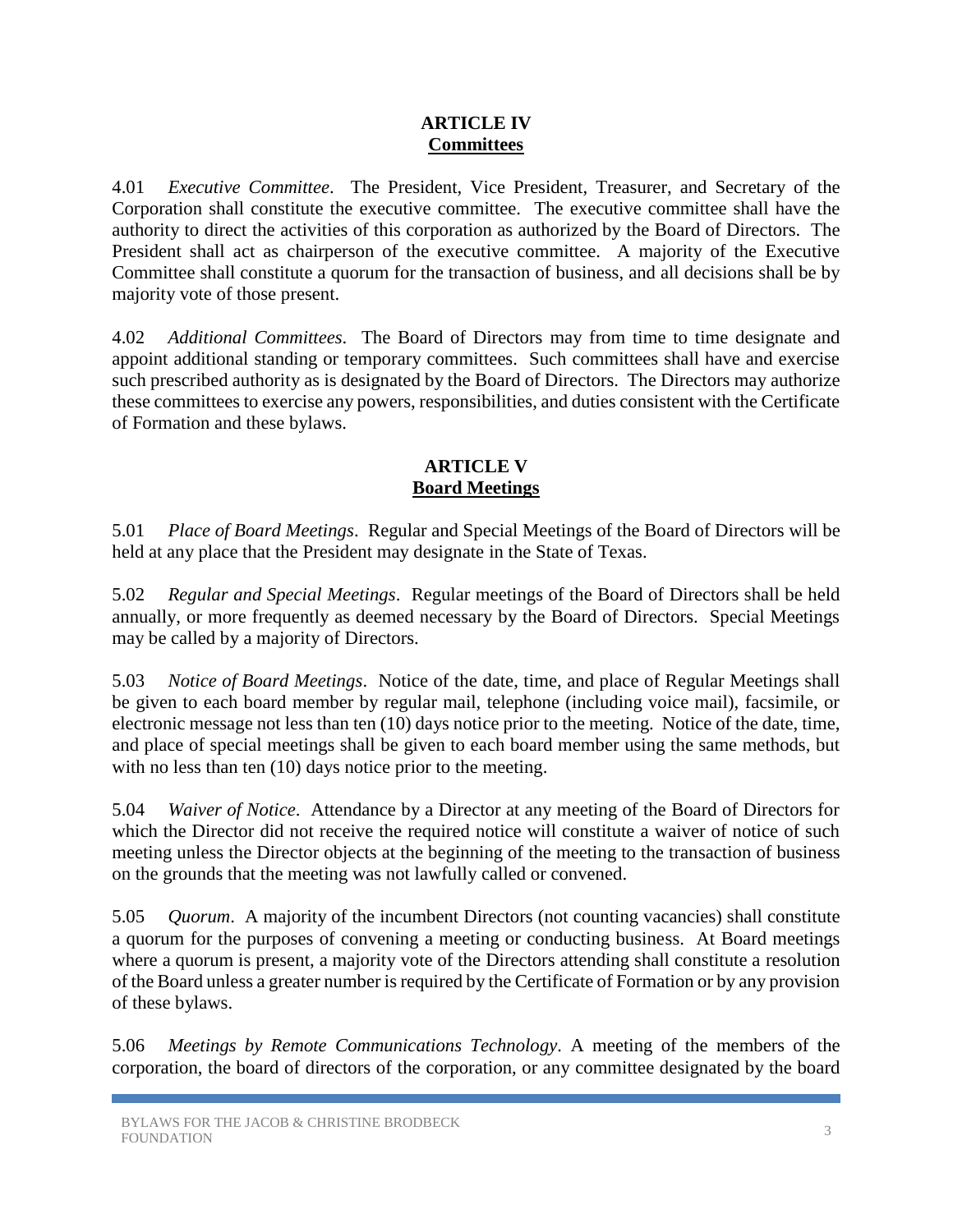## ARTICLE IV
## **Committees**

4.01 *Executive Committee*. The President, Vice President, Treasurer, and Secretary of the Corporation shall constitute the executive committee. The executive committee shall have the authority to direct the activities of this corporation as authorized by the Board of Directors. The President shall act as chairperson of the executive committee. A majority of the Executive Committee shall constitute a quorum for the transaction of business, and all decisions shall be by majority vote of those present.

4.02 *Additional Committees*. The Board of Directors may from time to time designate and appoint additional standing or temporary committees. Such committees shall have and exercise such prescribed authority as is designated by the Board of Directors. The Directors may authorize these committees to exercise any powers, responsibilities, and duties consistent with the Certificate of Formation and these bylaws.

## ARTICLE V
## **Board Meetings**

5.01 *Place of Board Meetings*. Regular and Special Meetings of the Board of Directors will be held at any place that the President may designate in the State of Texas.

5.02 *Regular and Special Meetings*. Regular meetings of the Board of Directors shall be held annually, or more frequently as deemed necessary by the Board of Directors. Special Meetings may be called by a majority of Directors.

5.03 *Notice of Board Meetings*. Notice of the date, time, and place of Regular Meetings shall be given to each board member by regular mail, telephone (including voice mail), facsimile, or electronic message not less than ten (10) days notice prior to the meeting. Notice of the date, time, and place of special meetings shall be given to each board member using the same methods, but with no less than ten (10) days notice prior to the meeting.

5.04 *Waiver of Notice*. Attendance by a Director at any meeting of the Board of Directors for which the Director did not receive the required notice will constitute a waiver of notice of such meeting unless the Director objects at the beginning of the meeting to the transaction of business on the grounds that the meeting was not lawfully called or convened.

5.05 *Quorum*. A majority of the incumbent Directors (not counting vacancies) shall constitute a quorum for the purposes of convening a meeting or conducting business. At Board meetings where a quorum is present, a majority vote of the Directors attending shall constitute a resolution of the Board unless a greater number is required by the Certificate of Formation or by any provision of these bylaws.

5.06 *Meetings by Remote Communications Technology*. A meeting of the members of the corporation, the board of directors of the corporation, or any committee designated by the board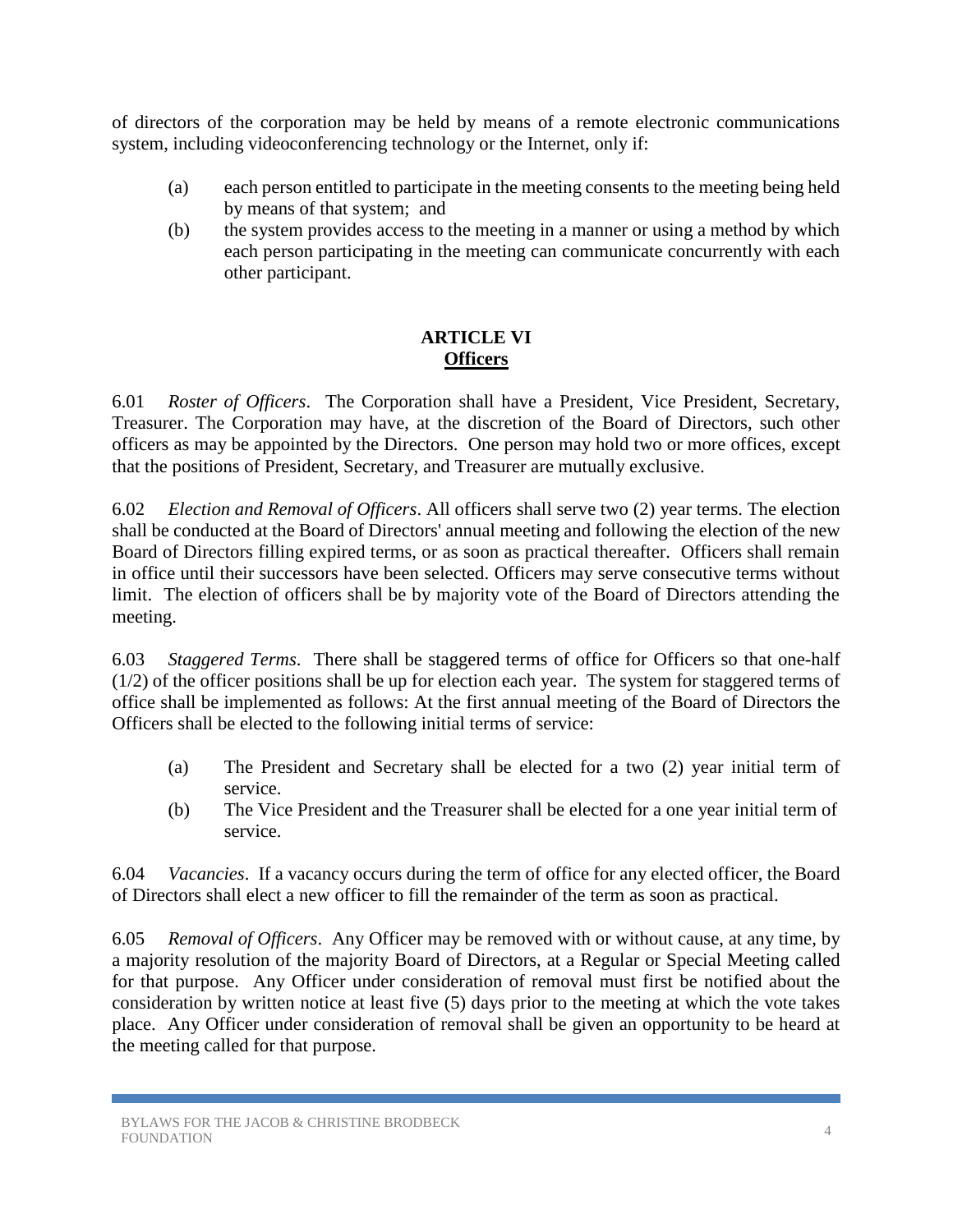of directors of the corporation may be held by means of a remote electronic communications system, including videoconferencing technology or the Internet, only if:

(a) each person entitled to participate in the meeting consents to the meeting being held by means of that system; and

(b) the system provides access to the meeting in a manner or using a method by which each person participating in the meeting can communicate concurrently with each other participant.

## ARTICLE VI
## Officers

6.01 *Roster of Officers*. The Corporation shall have a President, Vice President, Secretary, Treasurer. The Corporation may have, at the discretion of the Board of Directors, such other officers as may be appointed by the Directors. One person may hold two or more offices, except that the positions of President, Secretary, and Treasurer are mutually exclusive.

6.02 *Election and Removal of Officers*. All officers shall serve two (2) year terms. The election shall be conducted at the Board of Directors' annual meeting and following the election of the new Board of Directors filling expired terms, or as soon as practical thereafter. Officers shall remain in office until their successors have been selected. Officers may serve consecutive terms without limit. The election of officers shall be by majority vote of the Board of Directors attending the meeting.

6.03 *Staggered Terms*. There shall be staggered terms of office for Officers so that one-half (1/2) of the officer positions shall be up for election each year. The system for staggered terms of office shall be implemented as follows: At the first annual meeting of the Board of Directors the Officers shall be elected to the following initial terms of service:

(a) The President and Secretary shall be elected for a two (2) year initial term of service.

(b) The Vice President and the Treasurer shall be elected for a one year initial term of service.

6.04 *Vacancies*. If a vacancy occurs during the term of office for any elected officer, the Board of Directors shall elect a new officer to fill the remainder of the term as soon as practical.

6.05 *Removal of Officers*. Any Officer may be removed with or without cause, at any time, by a majority resolution of the majority Board of Directors, at a Regular or Special Meeting called for that purpose. Any Officer under consideration of removal must first be notified about the consideration by written notice at least five (5) days prior to the meeting at which the vote takes place. Any Officer under consideration of removal shall be given an opportunity to be heard at the meeting called for that purpose.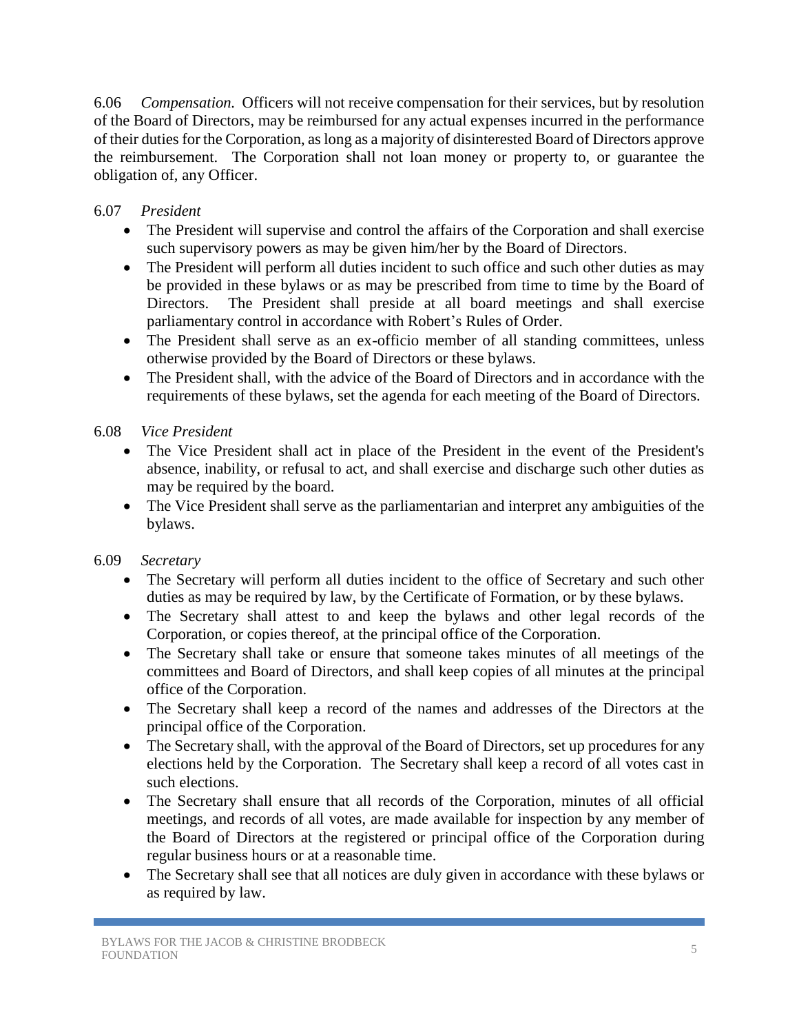6.06 *Compensation.* Officers will not receive compensation for their services, but by resolution of the Board of Directors, may be reimbursed for any actual expenses incurred in the performance of their duties for the Corporation, as long as a majority of disinterested Board of Directors approve the reimbursement. The Corporation shall not loan money or property to, or guarantee the obligation of, any Officer.

6.07 *President*

- The President will supervise and control the affairs of the Corporation and shall exercise such supervisory powers as may be given him/her by the Board of Directors.
- The President will perform all duties incident to such office and such other duties as may be provided in these bylaws or as may be prescribed from time to time by the Board of Directors. The President shall preside at all board meetings and shall exercise parliamentary control in accordance with Robert's Rules of Order.
- The President shall serve as an ex-officio member of all standing committees, unless otherwise provided by the Board of Directors or these bylaws.
- The President shall, with the advice of the Board of Directors and in accordance with the requirements of these bylaws, set the agenda for each meeting of the Board of Directors.

6.08 *Vice President*

- The Vice President shall act in place of the President in the event of the President's absence, inability, or refusal to act, and shall exercise and discharge such other duties as may be required by the board.
- The Vice President shall serve as the parliamentarian and interpret any ambiguities of the bylaws.

6.09 *Secretary*

- The Secretary will perform all duties incident to the office of Secretary and such other duties as may be required by law, by the Certificate of Formation, or by these bylaws.
- The Secretary shall attest to and keep the bylaws and other legal records of the Corporation, or copies thereof, at the principal office of the Corporation.
- The Secretary shall take or ensure that someone takes minutes of all meetings of the committees and Board of Directors, and shall keep copies of all minutes at the principal office of the Corporation.
- The Secretary shall keep a record of the names and addresses of the Directors at the principal office of the Corporation.
- The Secretary shall, with the approval of the Board of Directors, set up procedures for any elections held by the Corporation. The Secretary shall keep a record of all votes cast in such elections.
- The Secretary shall ensure that all records of the Corporation, minutes of all official meetings, and records of all votes, are made available for inspection by any member of the Board of Directors at the registered or principal office of the Corporation during regular business hours or at a reasonable time.
- The Secretary shall see that all notices are duly given in accordance with these bylaws or as required by law.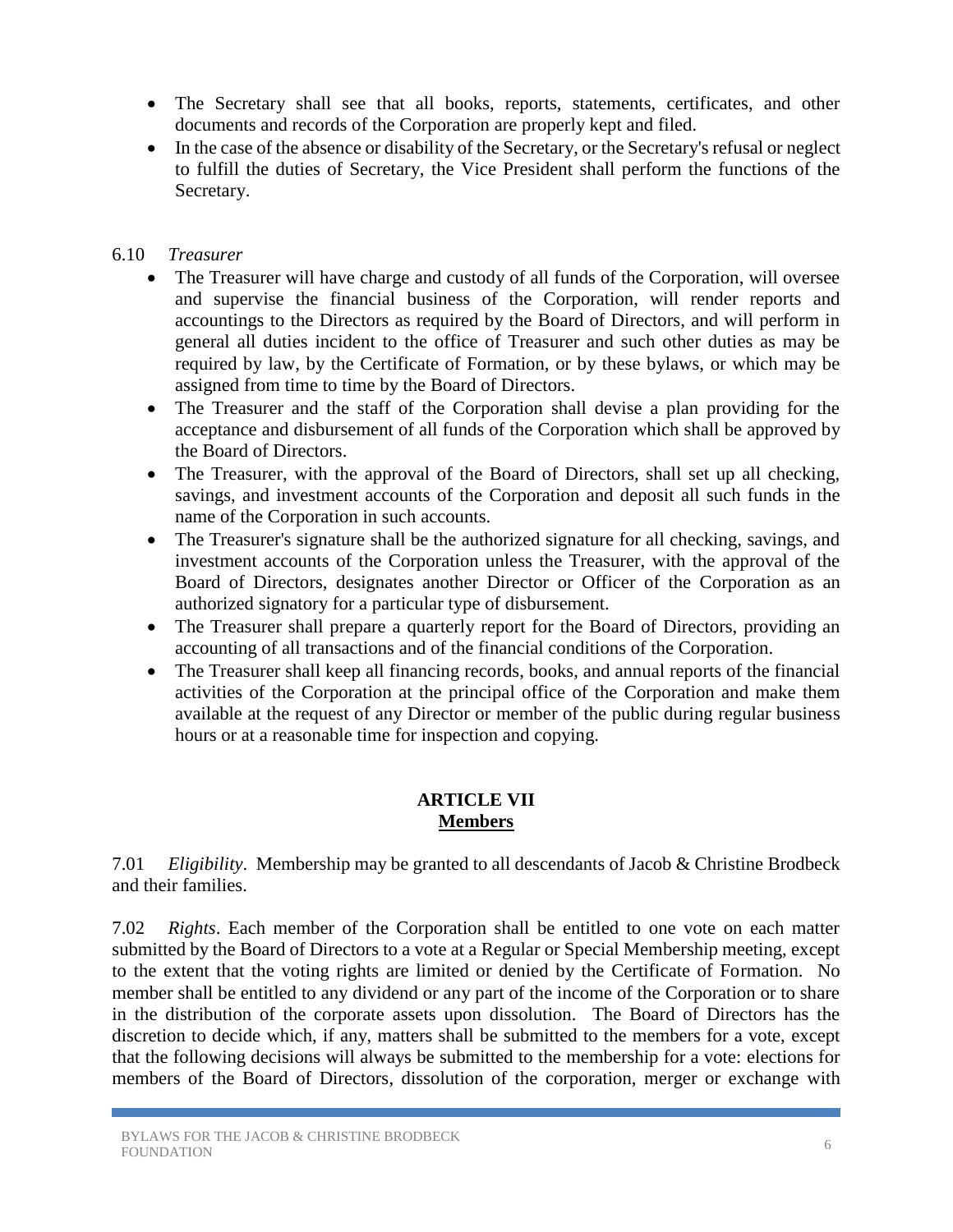- The Secretary shall see that all books, reports, statements, certificates, and other documents and records of the Corporation are properly kept and filed.
- In the case of the absence or disability of the Secretary, or the Secretary's refusal or neglect to fulfill the duties of Secretary, the Vice President shall perform the functions of the Secretary.

6.10 *Treasurer*

- The Treasurer will have charge and custody of all funds of the Corporation, will oversee and supervise the financial business of the Corporation, will render reports and accountings to the Directors as required by the Board of Directors, and will perform in general all duties incident to the office of Treasurer and such other duties as may be required by law, by the Certificate of Formation, or by these bylaws, or which may be assigned from time to time by the Board of Directors.
- The Treasurer and the staff of the Corporation shall devise a plan providing for the acceptance and disbursement of all funds of the Corporation which shall be approved by the Board of Directors.
- The Treasurer, with the approval of the Board of Directors, shall set up all checking, savings, and investment accounts of the Corporation and deposit all such funds in the name of the Corporation in such accounts.
- The Treasurer's signature shall be the authorized signature for all checking, savings, and investment accounts of the Corporation unless the Treasurer, with the approval of the Board of Directors, designates another Director or Officer of the Corporation as an authorized signatory for a particular type of disbursement.
- The Treasurer shall prepare a quarterly report for the Board of Directors, providing an accounting of all transactions and of the financial conditions of the Corporation.
- The Treasurer shall keep all financing records, books, and annual reports of the financial activities of the Corporation at the principal office of the Corporation and make them available at the request of any Director or member of the public during regular business hours or at a reasonable time for inspection and copying.

## ARTICLE VII
## Members

7.01 *Eligibility*. Membership may be granted to all descendants of Jacob & Christine Brodbeck and their families.

7.02 *Rights*. Each member of the Corporation shall be entitled to one vote on each matter submitted by the Board of Directors to a vote at a Regular or Special Membership meeting, except to the extent that the voting rights are limited or denied by the Certificate of Formation. No member shall be entitled to any dividend or any part of the income of the Corporation or to share in the distribution of the corporate assets upon dissolution. The Board of Directors has the discretion to decide which, if any, matters shall be submitted to the members for a vote, except that the following decisions will always be submitted to the membership for a vote: elections for members of the Board of Directors, dissolution of the corporation, merger or exchange with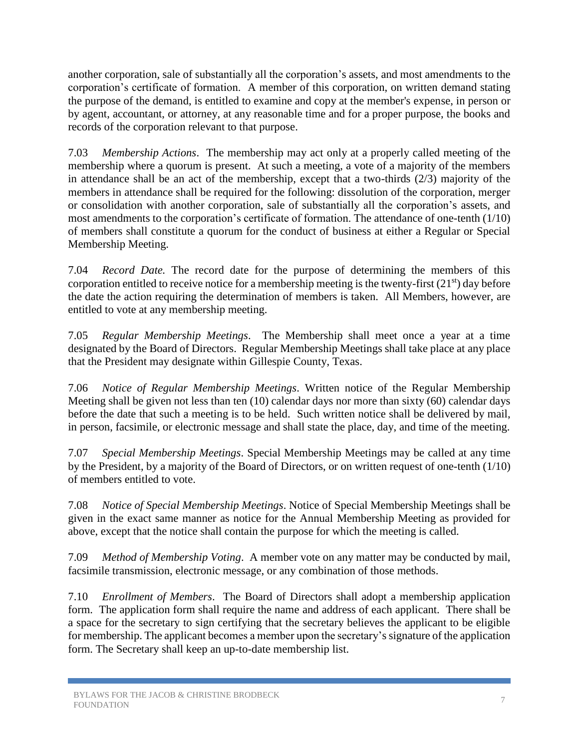another corporation, sale of substantially all the corporation's assets, and most amendments to the corporation's certificate of formation. A member of this corporation, on written demand stating the purpose of the demand, is entitled to examine and copy at the member's expense, in person or by agent, accountant, or attorney, at any reasonable time and for a proper purpose, the books and records of the corporation relevant to that purpose.

7.03 *Membership Actions*. The membership may act only at a properly called meeting of the membership where a quorum is present. At such a meeting, a vote of a majority of the members in attendance shall be an act of the membership, except that a two-thirds (2/3) majority of the members in attendance shall be required for the following: dissolution of the corporation, merger or consolidation with another corporation, sale of substantially all the corporation's assets, and most amendments to the corporation's certificate of formation. The attendance of one-tenth (1/10) of members shall constitute a quorum for the conduct of business at either a Regular or Special Membership Meeting.

7.04 *Record Date.* The record date for the purpose of determining the members of this corporation entitled to receive notice for a membership meeting is the twenty-first (21st) day before the date the action requiring the determination of members is taken. All Members, however, are entitled to vote at any membership meeting.

7.05 *Regular Membership Meetings*. The Membership shall meet once a year at a time designated by the Board of Directors. Regular Membership Meetings shall take place at any place that the President may designate within Gillespie County, Texas.

7.06 *Notice of Regular Membership Meetings*. Written notice of the Regular Membership Meeting shall be given not less than ten (10) calendar days nor more than sixty (60) calendar days before the date that such a meeting is to be held. Such written notice shall be delivered by mail, in person, facsimile, or electronic message and shall state the place, day, and time of the meeting.

7.07 *Special Membership Meetings*. Special Membership Meetings may be called at any time by the President, by a majority of the Board of Directors, or on written request of one-tenth (1/10) of members entitled to vote.

7.08 *Notice of Special Membership Meetings*. Notice of Special Membership Meetings shall be given in the exact same manner as notice for the Annual Membership Meeting as provided for above, except that the notice shall contain the purpose for which the meeting is called.

7.09 *Method of Membership Voting*. A member vote on any matter may be conducted by mail, facsimile transmission, electronic message, or any combination of those methods.

7.10 *Enrollment of Members*. The Board of Directors shall adopt a membership application form. The application form shall require the name and address of each applicant. There shall be a space for the secretary to sign certifying that the secretary believes the applicant to be eligible for membership. The applicant becomes a member upon the secretary's signature of the application form. The Secretary shall keep an up-to-date membership list.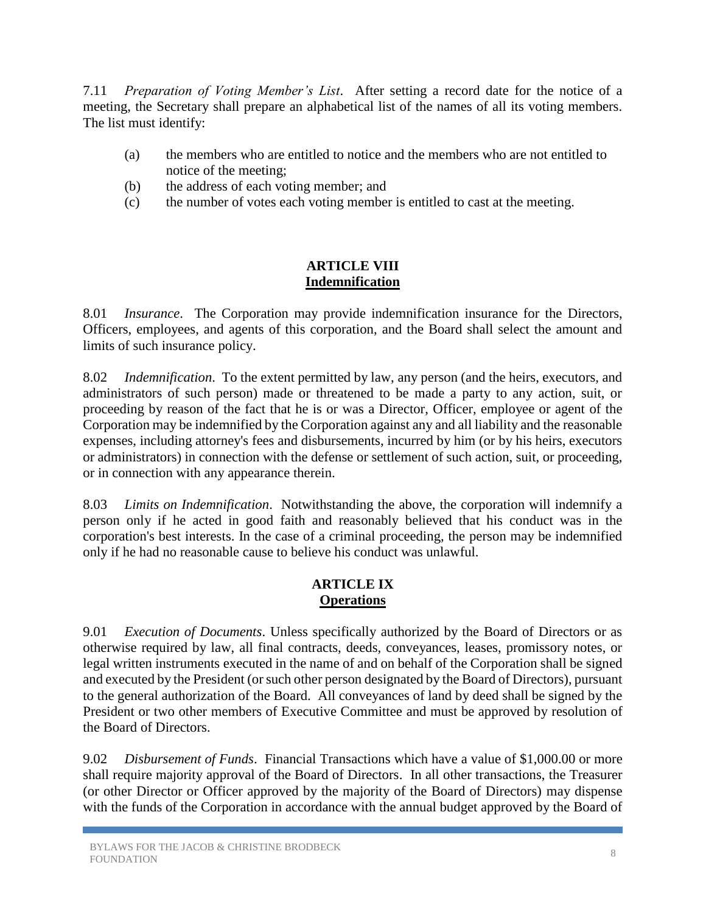7.11 *Preparation of Voting Member's List*. After setting a record date for the notice of a meeting, the Secretary shall prepare an alphabetical list of the names of all its voting members. The list must identify:

(a) the members who are entitled to notice and the members who are not entitled to notice of the meeting;
(b) the address of each voting member; and
(c) the number of votes each voting member is entitled to cast at the meeting.

## ARTICLE VIII
## Indemnification

8.01 *Insurance*. The Corporation may provide indemnification insurance for the Directors, Officers, employees, and agents of this corporation, and the Board shall select the amount and limits of such insurance policy.

8.02 *Indemnification*. To the extent permitted by law, any person (and the heirs, executors, and administrators of such person) made or threatened to be made a party to any action, suit, or proceeding by reason of the fact that he is or was a Director, Officer, employee or agent of the Corporation may be indemnified by the Corporation against any and all liability and the reasonable expenses, including attorney's fees and disbursements, incurred by him (or by his heirs, executors or administrators) in connection with the defense or settlement of such action, suit, or proceeding, or in connection with any appearance therein.

8.03 *Limits on Indemnification*. Notwithstanding the above, the corporation will indemnify a person only if he acted in good faith and reasonably believed that his conduct was in the corporation's best interests. In the case of a criminal proceeding, the person may be indemnified only if he had no reasonable cause to believe his conduct was unlawful.

## ARTICLE IX
## Operations

9.01 *Execution of Documents*. Unless specifically authorized by the Board of Directors or as otherwise required by law, all final contracts, deeds, conveyances, leases, promissory notes, or legal written instruments executed in the name of and on behalf of the Corporation shall be signed and executed by the President (or such other person designated by the Board of Directors), pursuant to the general authorization of the Board. All conveyances of land by deed shall be signed by the President or two other members of Executive Committee and must be approved by resolution of the Board of Directors.

9.02 *Disbursement of Funds*. Financial Transactions which have a value of $1,000.00 or more shall require majority approval of the Board of Directors. In all other transactions, the Treasurer (or other Director or Officer approved by the majority of the Board of Directors) may dispense with the funds of the Corporation in accordance with the annual budget approved by the Board of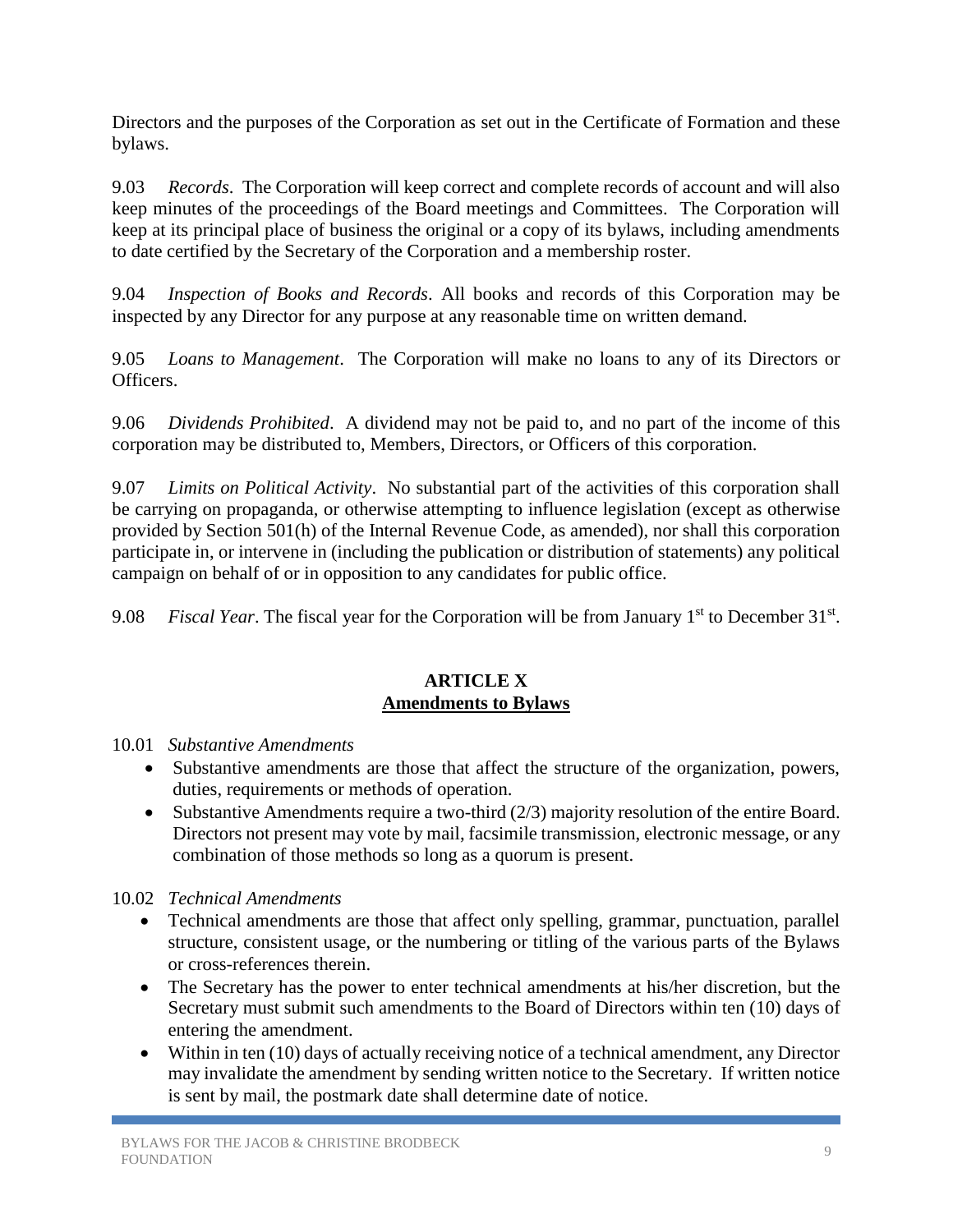Directors and the purposes of the Corporation as set out in the Certificate of Formation and these bylaws.

9.03 *Records*. The Corporation will keep correct and complete records of account and will also keep minutes of the proceedings of the Board meetings and Committees. The Corporation will keep at its principal place of business the original or a copy of its bylaws, including amendments to date certified by the Secretary of the Corporation and a membership roster.

9.04 *Inspection of Books and Records*. All books and records of this Corporation may be inspected by any Director for any purpose at any reasonable time on written demand.

9.05 *Loans to Management*. The Corporation will make no loans to any of its Directors or Officers.

9.06 *Dividends Prohibited*. A dividend may not be paid to, and no part of the income of this corporation may be distributed to, Members, Directors, or Officers of this corporation.

9.07 *Limits on Political Activity*. No substantial part of the activities of this corporation shall be carrying on propaganda, or otherwise attempting to influence legislation (except as otherwise provided by Section 501(h) of the Internal Revenue Code, as amended), nor shall this corporation participate in, or intervene in (including the publication or distribution of statements) any political campaign on behalf of or in opposition to any candidates for public office.

9.08 *Fiscal Year*. The fiscal year for the Corporation will be from January 1st to December 31st.

## ARTICLE X
## Amendments to Bylaws

10.01 *Substantive Amendments*

- Substantive amendments are those that affect the structure of the organization, powers, duties, requirements or methods of operation.
- Substantive Amendments require a two-third (2/3) majority resolution of the entire Board. Directors not present may vote by mail, facsimile transmission, electronic message, or any combination of those methods so long as a quorum is present.

10.02 *Technical Amendments*

- Technical amendments are those that affect only spelling, grammar, punctuation, parallel structure, consistent usage, or the numbering or titling of the various parts of the Bylaws or cross-references therein.
- The Secretary has the power to enter technical amendments at his/her discretion, but the Secretary must submit such amendments to the Board of Directors within ten (10) days of entering the amendment.
- Within in ten (10) days of actually receiving notice of a technical amendment, any Director may invalidate the amendment by sending written notice to the Secretary. If written notice is sent by mail, the postmark date shall determine date of notice.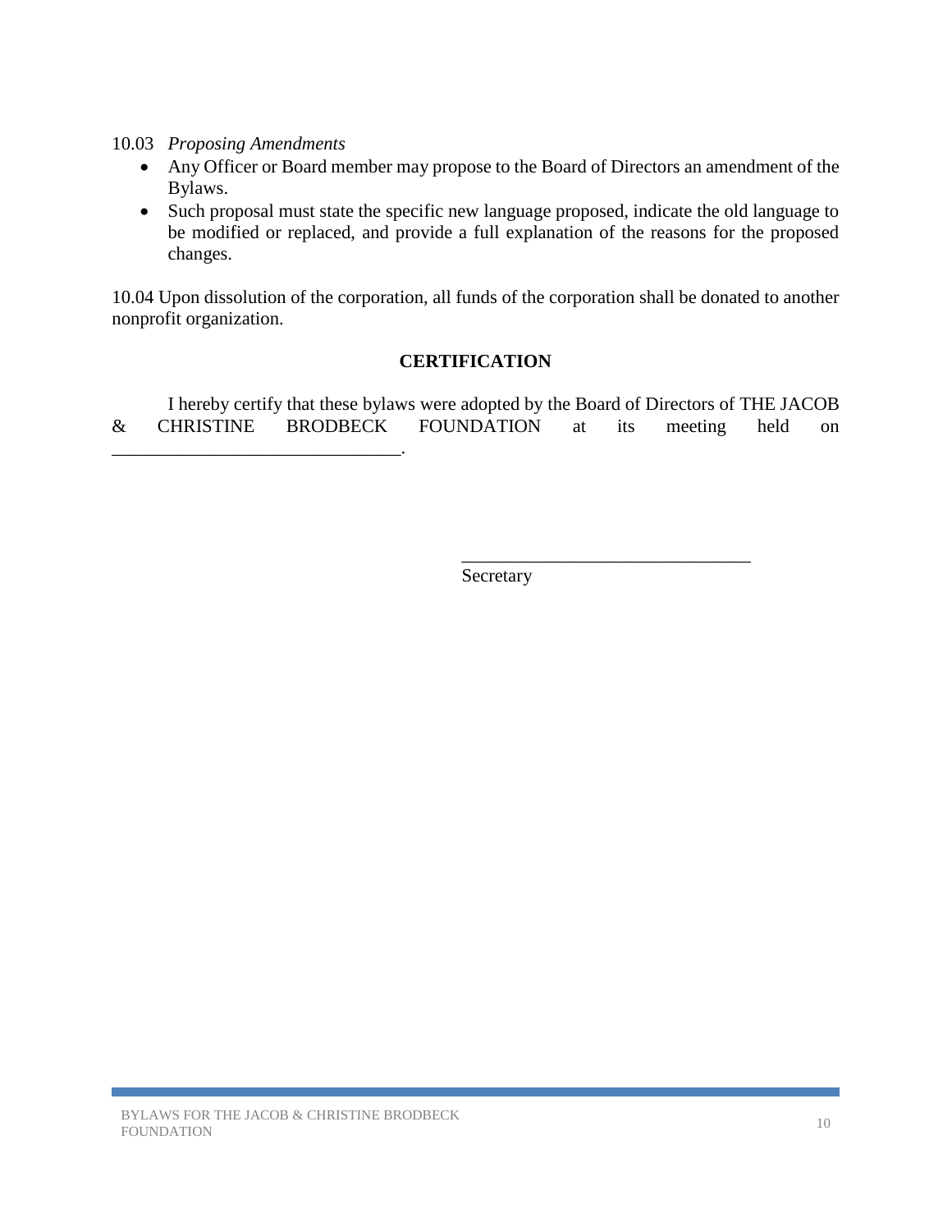10.03 *Proposing Amendments*

- Any Officer or Board member may propose to the Board of Directors an amendment of the Bylaws.
- Such proposal must state the specific new language proposed, indicate the old language to be modified or replaced, and provide a full explanation of the reasons for the proposed changes.

10.04 Upon dissolution of the corporation, all funds of the corporation shall be donated to another nonprofit organization.

## CERTIFICATION

I hereby certify that these bylaws were adopted by the Board of Directors of THE JACOB & CHRISTINE BRODBECK FOUNDATION at its meeting held on _______________________________.

_______________________________

Secretary